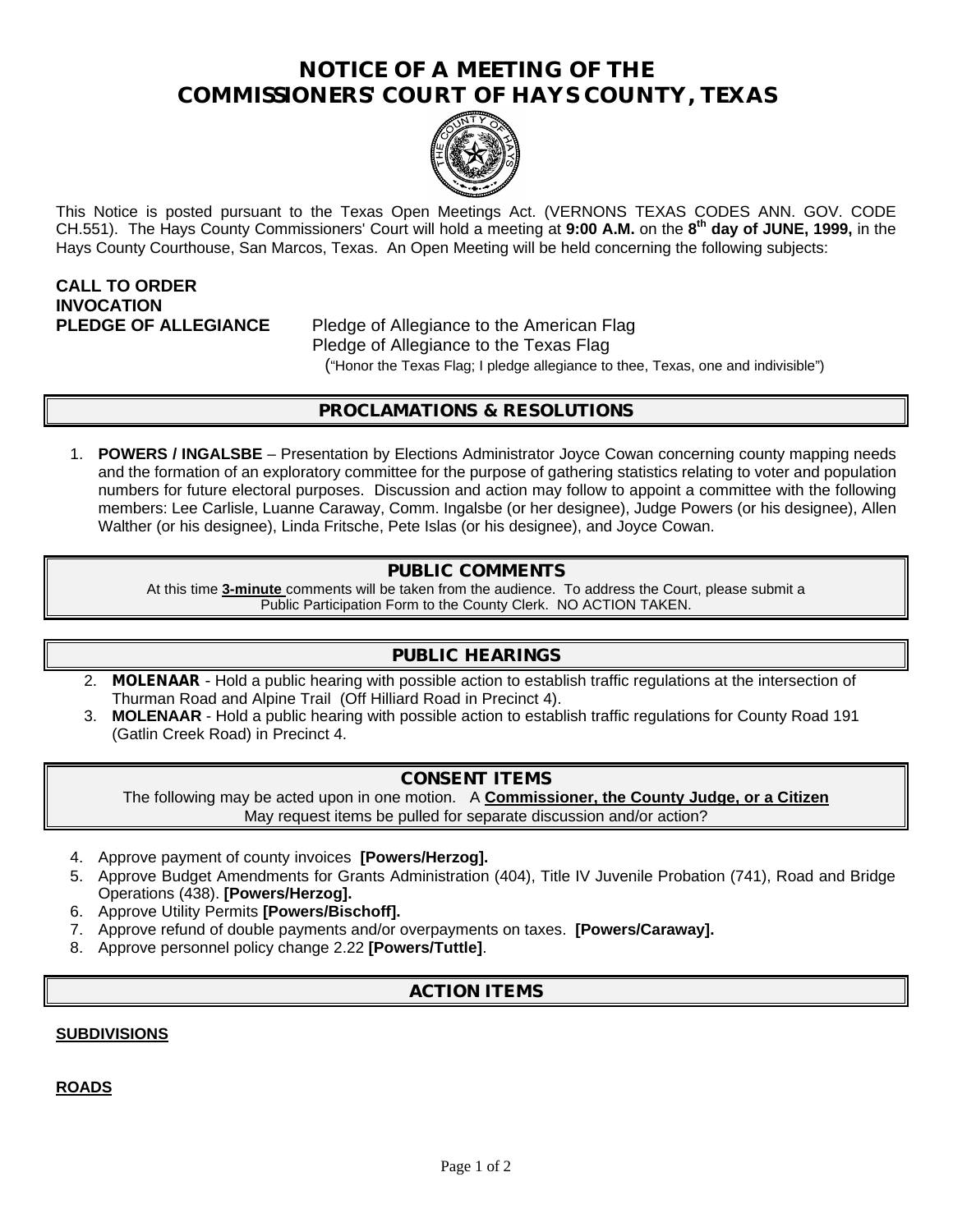# NOTICE OF A MEETING OF THE COMMISSIONERS' COURT OF HAYS COUNTY, TEXAS

This Notice is posted pursuant to the Texas Open Meetings Act. (VERNONS TEXAS CODES ANN. GOV. CODE CH.551). The Hays County Commissioners' Court will hold a meeting at **9:00 A.M.** on the **8th day of JUNE, 1999,** in the Hays County Courthouse, San Marcos, Texas. An Open Meeting will be held concerning the following subjects:

**CALL TO ORDER**
**INVOCATION**
**PLEDGE OF ALLEGIANCE** Pledge of Allegiance to the American Flag
Pledge of Allegiance to the Texas Flag
("Honor the Texas Flag; I pledge allegiance to thee, Texas, one and indivisible")

## PROCLAMATIONS & RESOLUTIONS

1. **POWERS / INGALSBE** – Presentation by Elections Administrator Joyce Cowan concerning county mapping needs and the formation of an exploratory committee for the purpose of gathering statistics relating to voter and population numbers for future electoral purposes. Discussion and action may follow to appoint a committee with the following members: Lee Carlisle, Luanne Caraway, Comm. Ingalsbe (or her designee), Judge Powers (or his designee), Allen Walther (or his designee), Linda Fritsche, Pete Islas (or his designee), and Joyce Cowan.

## PUBLIC COMMENTS

At this time **3-minute** comments will be taken from the audience. To address the Court, please submit a Public Participation Form to the County Clerk. NO ACTION TAKEN.

## PUBLIC HEARINGS

2. **MOLENAAR** - Hold a public hearing with possible action to establish traffic regulations at the intersection of Thurman Road and Alpine Trail (Off Hilliard Road in Precinct 4).
3. **MOLENAAR** - Hold a public hearing with possible action to establish traffic regulations for County Road 191 (Gatlin Creek Road) in Precinct 4.

## CONSENT ITEMS

The following may be acted upon in one motion. A **Commissioner, the County Judge, or a Citizen** May request items be pulled for separate discussion and/or action?

4. Approve payment of county invoices **[Powers/Herzog].**
5. Approve Budget Amendments for Grants Administration (404), Title IV Juvenile Probation (741), Road and Bridge Operations (438). **[Powers/Herzog].**
6. Approve Utility Permits **[Powers/Bischoff].**
7. Approve refund of double payments and/or overpayments on taxes. **[Powers/Caraway].**
8. Approve personnel policy change 2.22 **[Powers/Tuttle]**.

## ACTION ITEMS

**SUBDIVISIONS**

**ROADS**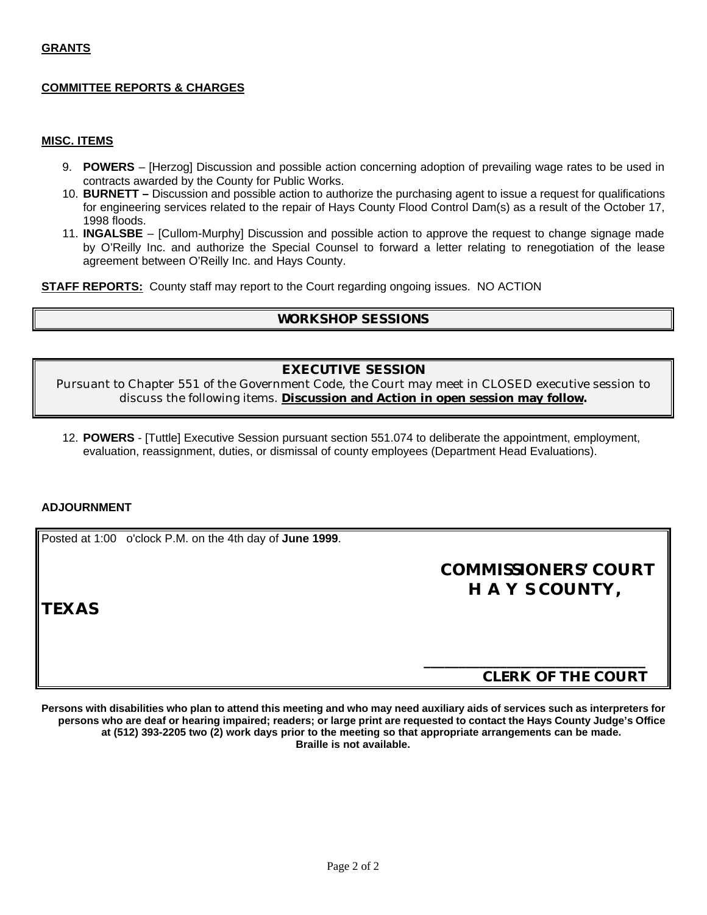**GRANTS**

**COMMITTEE REPORTS & CHARGES**

**MISC. ITEMS**

9. **POWERS** – [Herzog] Discussion and possible action concerning adoption of prevailing wage rates to be used in contracts awarded by the County for Public Works.
10. **BURNETT –** Discussion and possible action to authorize the purchasing agent to issue a request for qualifications for engineering services related to the repair of Hays County Flood Control Dam(s) as a result of the October 17, 1998 floods.
11. **INGALSBE** – [Cullom-Murphy] Discussion and possible action to approve the request to change signage made by O'Reilly Inc. and authorize the Special Counsel to forward a letter relating to renegotiation of the lease agreement between O'Reilly Inc. and Hays County.

**STAFF REPORTS:** County staff may report to the Court regarding ongoing issues. NO ACTION

## WORKSHOP SESSIONS

## EXECUTIVE SESSION

Pursuant to Chapter 551 of the Government Code, the Court may meet in CLOSED executive session to discuss the following items. **Discussion and Action in open session may follow.**

12. **POWERS** - [Tuttle] Executive Session pursuant section 551.074 to deliberate the appointment, employment, evaluation, reassignment, duties, or dismissal of county employees (Department Head Evaluations).

**ADJOURNMENT**

Posted at 1:00 o'clock P.M. on the 4th day of **June 1999**.

**COMMISSIONERS' COURT**
**HAYS COUNTY, TEXAS**

\_\_\_\_\_\_\_\_\_\_\_\_\_\_\_\_\_\_\_\_\_\_\_\_\_\_\_\_\_\_
**CLERK OF THE COURT**

**Persons with disabilities who plan to attend this meeting and who may need auxiliary aids of services such as interpreters for persons who are deaf or hearing impaired; readers; or large print are requested to contact the Hays County Judge's Office at (512) 393-2205 two (2) work days prior to the meeting so that appropriate arrangements can be made. Braille is not available.**